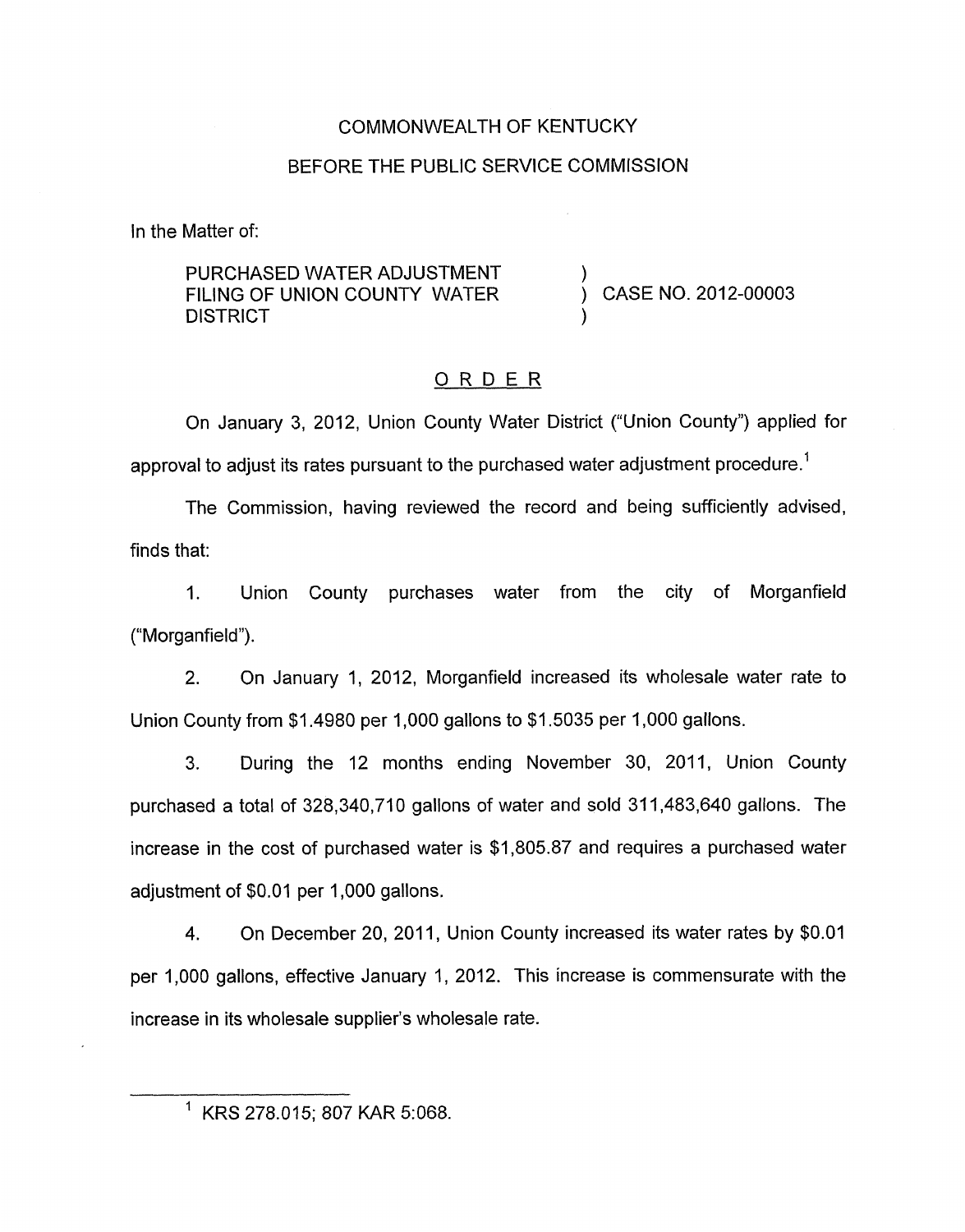COMMONWEALTH OF KENTUCKY

BEFORE THE PUBLIC SERVICE COMMISSION

In the Matter of:

| | | |
|---|---|---|
| PURCHASED WATER ADJUSTMENT FILING OF UNION COUNTY WATER DISTRICT | ) ) ) | CASE NO. 2012-00003 |

ORDER

On January 3, 2012, Union County Water District ("Union County") applied for approval to adjust its rates pursuant to the purchased water adjustment procedure.[1]

The Commission, having reviewed the record and being sufficiently advised, finds that:

1. Union County purchases water from the city of Morganfield ("Morganfield").

2. On January 1, 2012, Morganfield increased its wholesale water rate to Union County from $1.4980 per 1,000 gallons to $1.5035 per 1,000 gallons.

3. During the 12 months ending November 30, 2011, Union County purchased a total of 328,340,710 gallons of water and sold 311,483,640 gallons. The increase in the cost of purchased water is $1,805.87 and requires a purchased water adjustment of $0.01 per 1,000 gallons.

4. On December 20, 2011, Union County increased its water rates by $0.01 per 1,000 gallons, effective January 1, 2012. This increase is commensurate with the increase in its wholesale supplier's wholesale rate.

[1] KRS 278.015; 807 KAR 5:068.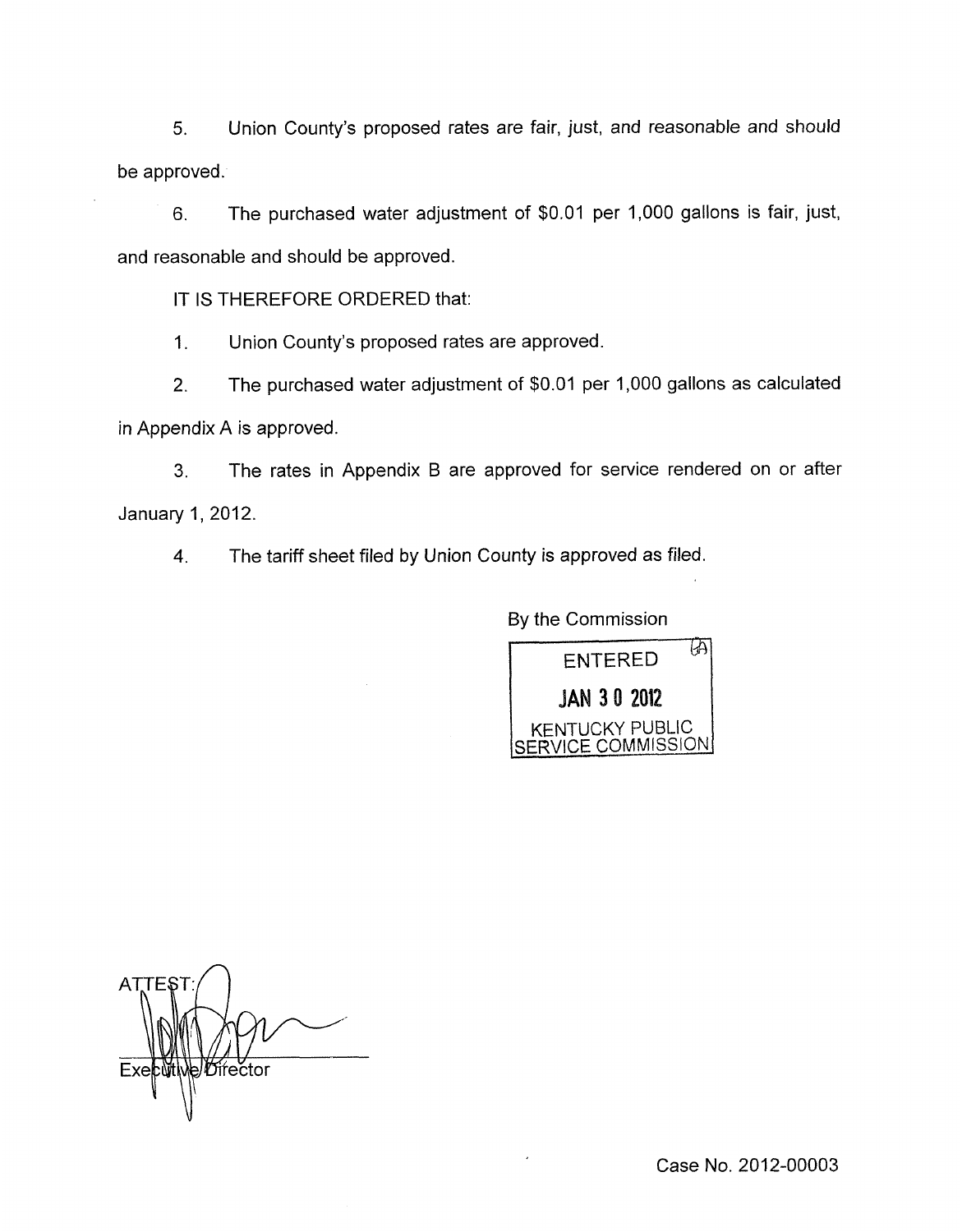5. Union County's proposed rates are fair, just, and reasonable and should be approved.

6. The purchased water adjustment of $0.01 per 1,000 gallons is fair, just, and reasonable and should be approved.

IT IS THEREFORE ORDERED that:

1. Union County's proposed rates are approved.

2. The purchased water adjustment of $0.01 per 1,000 gallons as calculated in Appendix A is approved.

3. The rates in Appendix B are approved for service rendered on or after January 1, 2012.

4. The tariff sheet filed by Union County is approved as filed.

By the Commission

ENTERED
JAN 30 2012
KENTUCKY PUBLIC SERVICE COMMISSION

ATTEST:

Executive Director

Case No. 2012-00003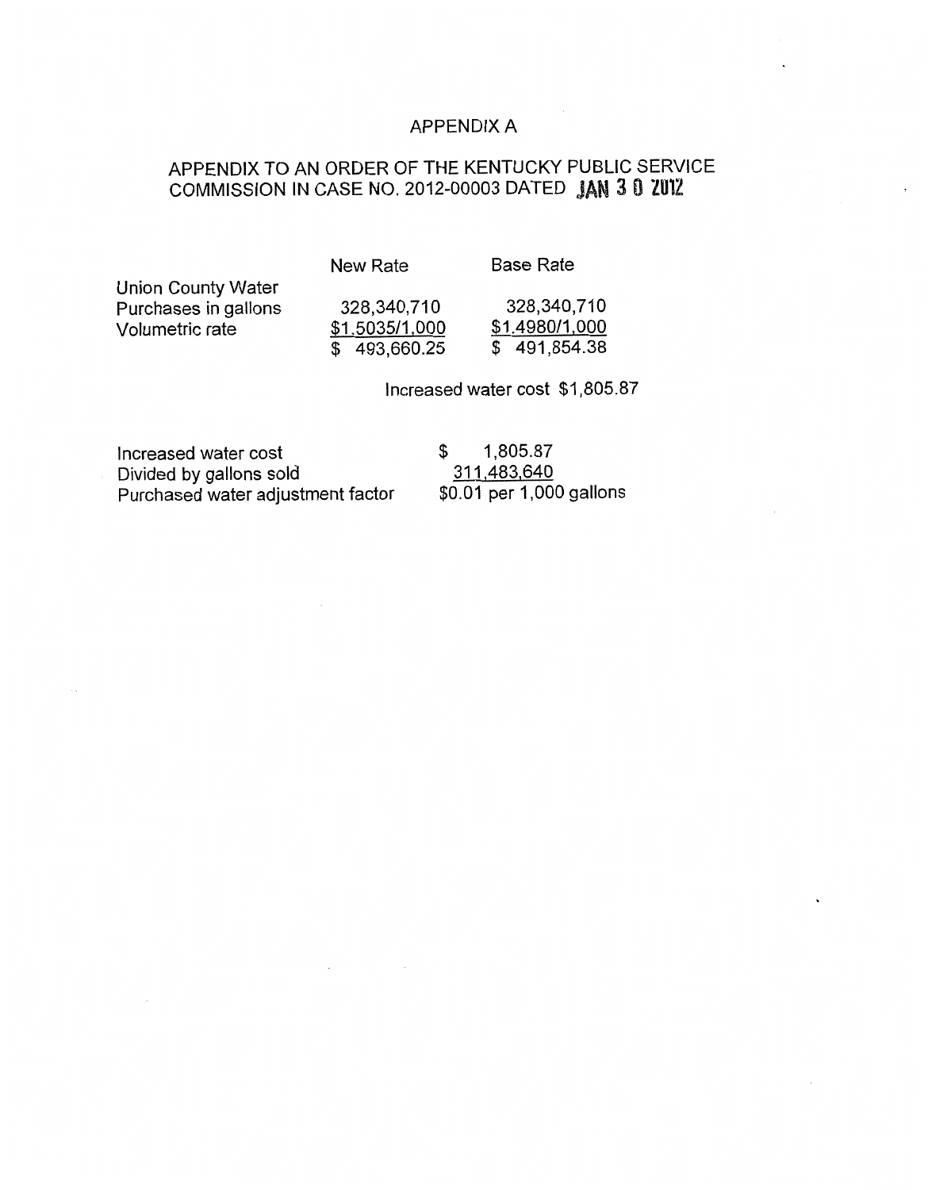# APPENDIX A

## APPENDIX TO AN ORDER OF THE KENTUCKY PUBLIC SERVICE COMMISSION IN CASE NO. 2012-00003 DATED JAN 3 0 2012

| | New Rate | Base Rate |
|---|---|---|
| Union County Water | | |
| Purchases in gallons | 328,340,710 | 328,340,710 |
| Volumetric rate | $1.5035/1,000 | $1.4980/1,000 |
| | $ 493,660.25 | $ 491,854.38 |

Increased water cost $1,805.87

| | |
|---|---|
| Increased water cost | $ 1,805.87 |
| Divided by gallons sold | 311,483,640 |
| Purchased water adjustment factor | $0.01 per 1,000 gallons |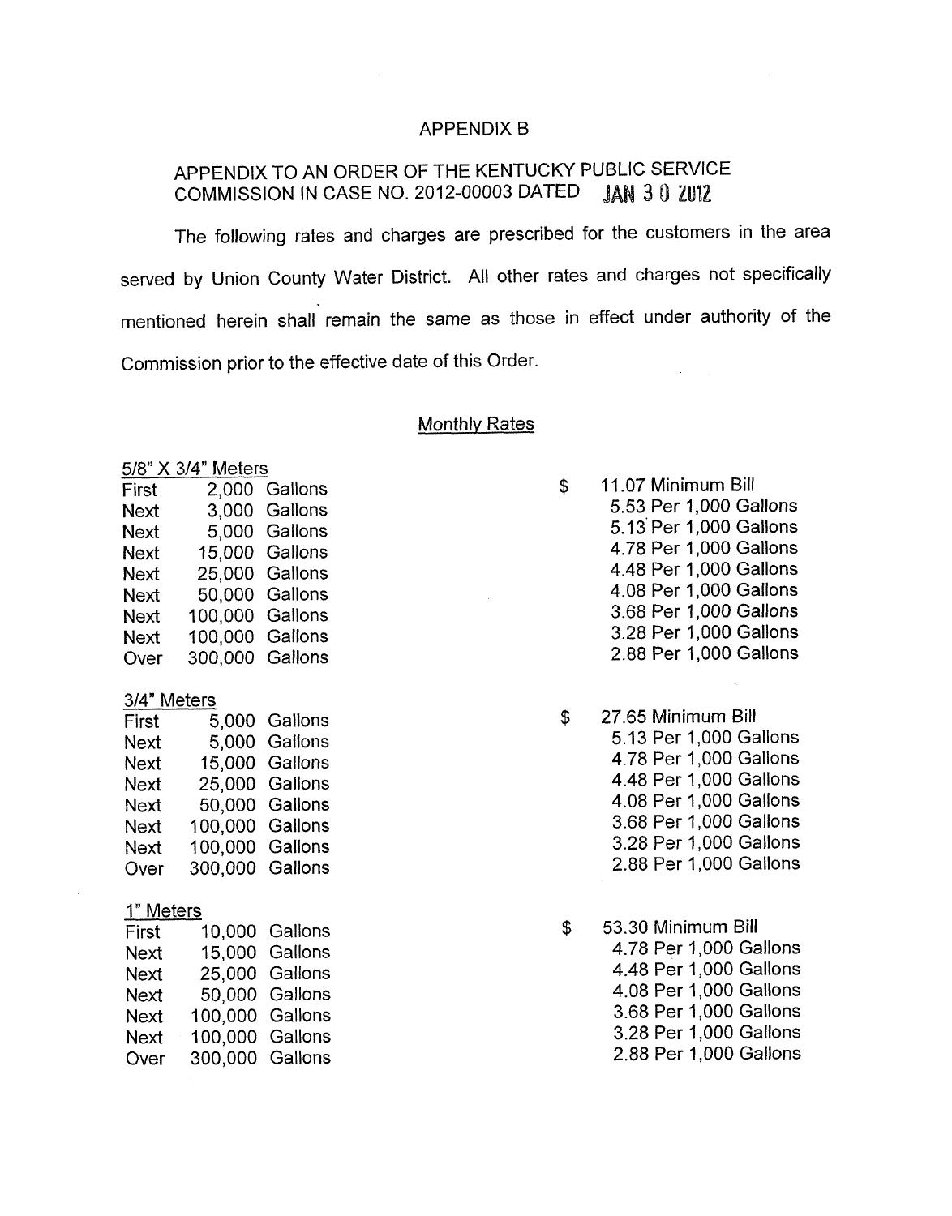# APPENDIX B

## APPENDIX TO AN ORDER OF THE KENTUCKY PUBLIC SERVICE COMMISSION IN CASE NO. 2012-00003 DATED JAN 3 0 2012

The following rates and charges are prescribed for the customers in the area served by Union County Water District. All other rates and charges not specifically mentioned herein shall remain the same as those in effect under authority of the Commission prior to the effective date of this Order.

### Monthly Rates

**5/8" X 3/4" Meters**

| | | | |
|---|---|---|---|
| First | 2,000 | Gallons | $ 11.07 Minimum Bill |
| Next | 3,000 | Gallons | 5.53 Per 1,000 Gallons |
| Next | 5,000 | Gallons | 5.13 Per 1,000 Gallons |
| Next | 15,000 | Gallons | 4.78 Per 1,000 Gallons |
| Next | 25,000 | Gallons | 4.48 Per 1,000 Gallons |
| Next | 50,000 | Gallons | 4.08 Per 1,000 Gallons |
| Next | 100,000 | Gallons | 3.68 Per 1,000 Gallons |
| Next | 100,000 | Gallons | 3.28 Per 1,000 Gallons |
| Over | 300,000 | Gallons | 2.88 Per 1,000 Gallons |

**3/4" Meters**

| | | | |
|---|---|---|---|
| First | 5,000 | Gallons | $ 27.65 Minimum Bill |
| Next | 5,000 | Gallons | 5.13 Per 1,000 Gallons |
| Next | 15,000 | Gallons | 4.78 Per 1,000 Gallons |
| Next | 25,000 | Gallons | 4.48 Per 1,000 Gallons |
| Next | 50,000 | Gallons | 4.08 Per 1,000 Gallons |
| Next | 100,000 | Gallons | 3.68 Per 1,000 Gallons |
| Next | 100,000 | Gallons | 3.28 Per 1,000 Gallons |
| Over | 300,000 | Gallons | 2.88 Per 1,000 Gallons |

**1" Meters**

| | | | |
|---|---|---|---|
| First | 10,000 | Gallons | $ 53.30 Minimum Bill |
| Next | 15,000 | Gallons | 4.78 Per 1,000 Gallons |
| Next | 25,000 | Gallons | 4.48 Per 1,000 Gallons |
| Next | 50,000 | Gallons | 4.08 Per 1,000 Gallons |
| Next | 100,000 | Gallons | 3.68 Per 1,000 Gallons |
| Next | 100,000 | Gallons | 3.28 Per 1,000 Gallons |
| Over | 300,000 | Gallons | 2.88 Per 1,000 Gallons |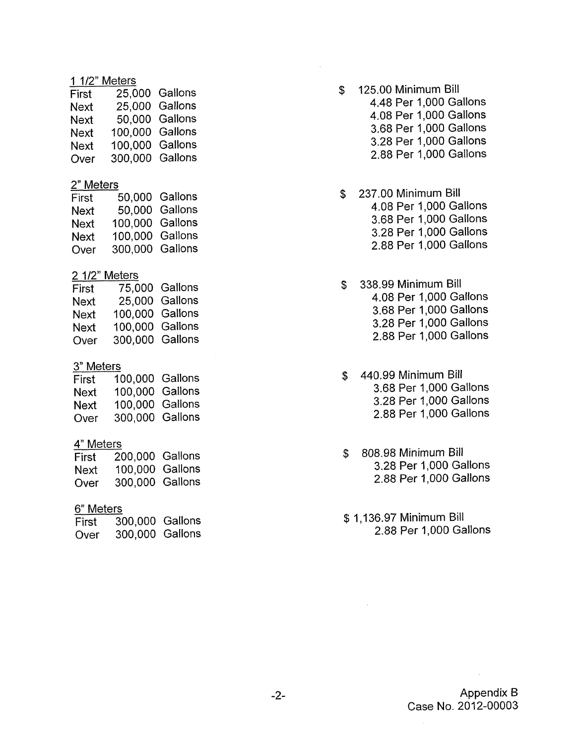1 1/2" Meters

| | | |
|---|---|---|
| First | 25,000 Gallons | $ 125.00 Minimum Bill |
| Next | 25,000 Gallons | 4.48 Per 1,000 Gallons |
| Next | 50,000 Gallons | 4.08 Per 1,000 Gallons |
| Next | 100,000 Gallons | 3.68 Per 1,000 Gallons |
| Next | 100,000 Gallons | 3.28 Per 1,000 Gallons |
| Over | 300,000 Gallons | 2.88 Per 1,000 Gallons |

2" Meters

| | | |
|---|---|---|
| First | 50,000 Gallons | $ 237.00 Minimum Bill |
| Next | 50,000 Gallons | 4.08 Per 1,000 Gallons |
| Next | 100,000 Gallons | 3.68 Per 1,000 Gallons |
| Next | 100,000 Gallons | 3.28 Per 1,000 Gallons |
| Over | 300,000 Gallons | 2.88 Per 1,000 Gallons |

2 1/2" Meters

| | | |
|---|---|---|
| First | 75,000 Gallons | $ 338.99 Minimum Bill |
| Next | 25,000 Gallons | 4.08 Per 1,000 Gallons |
| Next | 100,000 Gallons | 3.68 Per 1,000 Gallons |
| Next | 100,000 Gallons | 3.28 Per 1,000 Gallons |
| Over | 300,000 Gallons | 2.88 Per 1,000 Gallons |

3" Meters

| | | |
|---|---|---|
| First | 100,000 Gallons | $ 440.99 Minimum Bill |
| Next | 100,000 Gallons | 3.68 Per 1,000 Gallons |
| Next | 100,000 Gallons | 3.28 Per 1,000 Gallons |
| Over | 300,000 Gallons | 2.88 Per 1,000 Gallons |

4" Meters

| | | |
|---|---|---|
| First | 200,000 Gallons | $ 808.98 Minimum Bill |
| Next | 100,000 Gallons | 3.28 Per 1,000 Gallons |
| Over | 300,000 Gallons | 2.88 Per 1,000 Gallons |

6" Meters

| | | |
|---|---|---|
| First | 300,000 Gallons | $ 1,136.97 Minimum Bill |
| Over | 300,000 Gallons | 2.88 Per 1,000 Gallons |

Appendix B
Case No. 2012-00003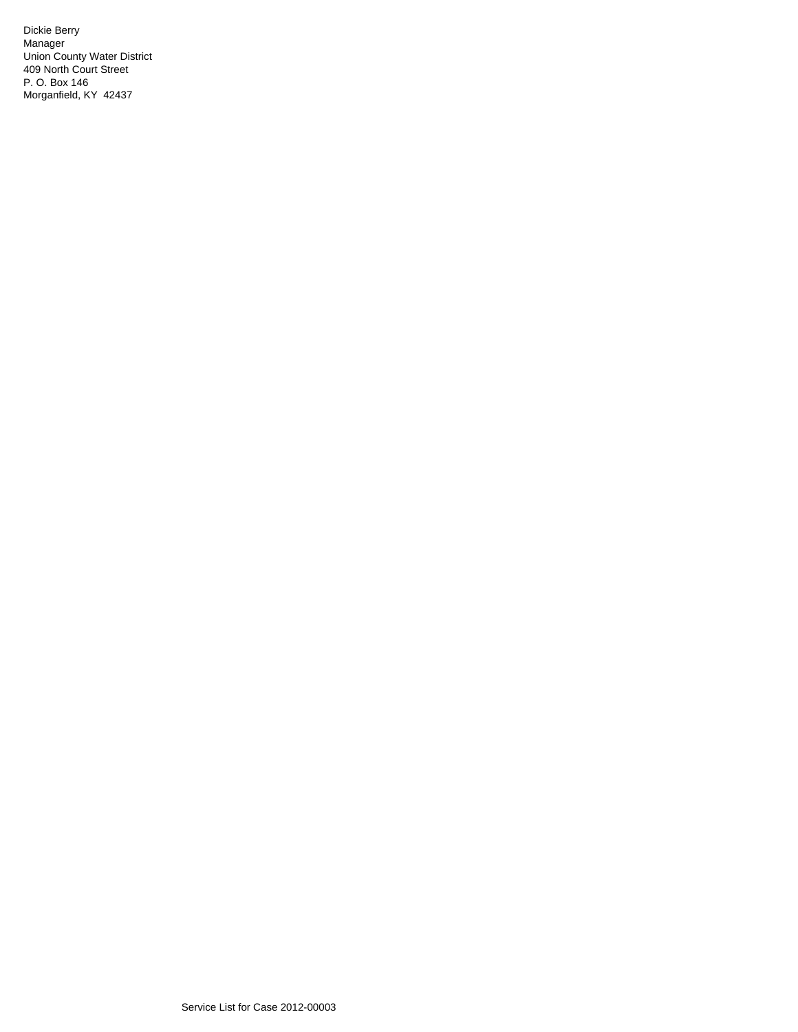Dickie Berry
Manager
Union County Water District
409 North Court Street
P. O. Box 146
Morganfield, KY  42437